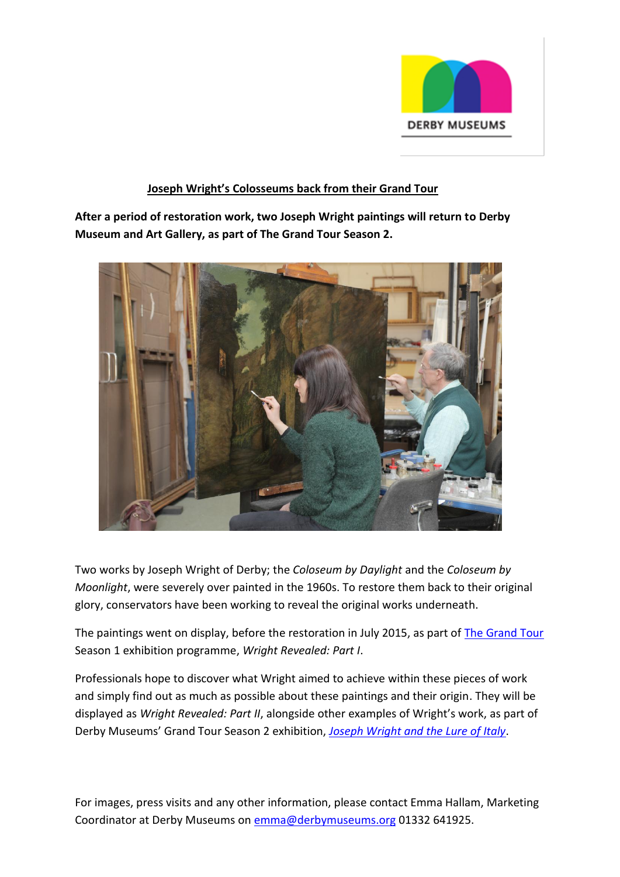DERBY MUSEUMS

## Joseph Wright's Colosseums back from their Grand Tour

**After a period of restoration work, two Joseph Wright paintings will return to Derby Museum and Art Gallery, as part of The Grand Tour Season 2.**

Two works by Joseph Wright of Derby; the *Coloseum by Daylight* and the *Coloseum by Moonlight*, were severely over painted in the 1960s. To restore them back to their original glory, conservators have been working to reveal the original works underneath.

The paintings went on display, before the restoration in July 2015, as part of [The Grand Tour] Season 1 exhibition programme, *Wright Revealed: Part I*.

Professionals hope to discover what Wright aimed to achieve within these pieces of work and simply find out as much as possible about these paintings and their origin. They will be displayed as *Wright Revealed: Part II*, alongside other examples of Wright's work, as part of Derby Museums' Grand Tour Season 2 exhibition, *Joseph Wright and the Lure of Italy*.

For images, press visits and any other information, please contact Emma Hallam, Marketing Coordinator at Derby Museums on emma@derbymuseums.org 01332 641925.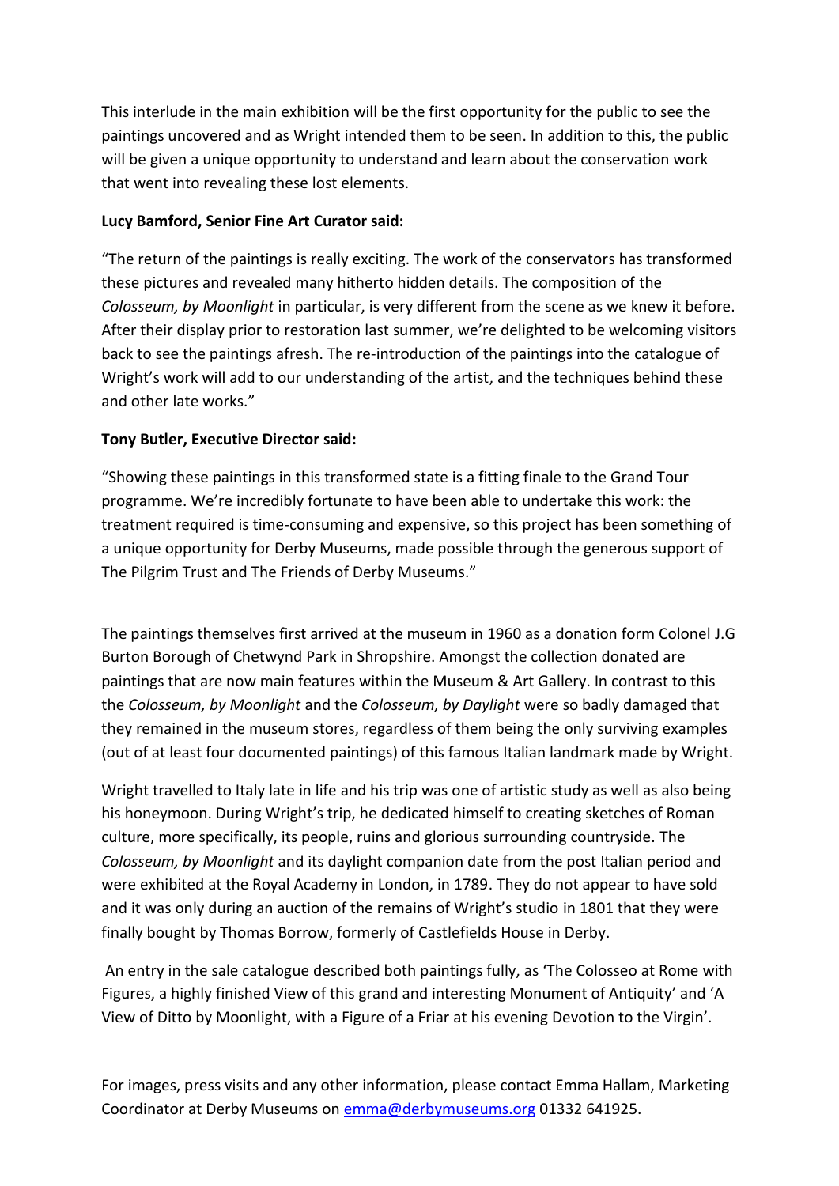This interlude in the main exhibition will be the first opportunity for the public to see the paintings uncovered and as Wright intended them to be seen. In addition to this, the public will be given a unique opportunity to understand and learn about the conservation work that went into revealing these lost elements.

**Lucy Bamford, Senior Fine Art Curator said:**

"The return of the paintings is really exciting. The work of the conservators has transformed these pictures and revealed many hitherto hidden details. The composition of the *Colosseum, by Moonlight* in particular, is very different from the scene as we knew it before. After their display prior to restoration last summer, we're delighted to be welcoming visitors back to see the paintings afresh. The re-introduction of the paintings into the catalogue of Wright's work will add to our understanding of the artist, and the techniques behind these and other late works."

**Tony Butler, Executive Director said:**

"Showing these paintings in this transformed state is a fitting finale to the Grand Tour programme. We're incredibly fortunate to have been able to undertake this work: the treatment required is time-consuming and expensive, so this project has been something of a unique opportunity for Derby Museums, made possible through the generous support of The Pilgrim Trust and The Friends of Derby Museums."

The paintings themselves first arrived at the museum in 1960 as a donation form Colonel J.G Burton Borough of Chetwynd Park in Shropshire. Amongst the collection donated are paintings that are now main features within the Museum & Art Gallery. In contrast to this the *Colosseum, by Moonlight* and the *Colosseum, by Daylight* were so badly damaged that they remained in the museum stores, regardless of them being the only surviving examples (out of at least four documented paintings) of this famous Italian landmark made by Wright.

Wright travelled to Italy late in life and his trip was one of artistic study as well as also being his honeymoon. During Wright's trip, he dedicated himself to creating sketches of Roman culture, more specifically, its people, ruins and glorious surrounding countryside. The *Colosseum, by Moonlight* and its daylight companion date from the post Italian period and were exhibited at the Royal Academy in London, in 1789. They do not appear to have sold and it was only during an auction of the remains of Wright's studio in 1801 that they were finally bought by Thomas Borrow, formerly of Castlefields House in Derby.

An entry in the sale catalogue described both paintings fully, as 'The Colosseo at Rome with Figures, a highly finished View of this grand and interesting Monument of Antiquity' and 'A View of Ditto by Moonlight, with a Figure of a Friar at his evening Devotion to the Virgin'.

For images, press visits and any other information, please contact Emma Hallam, Marketing Coordinator at Derby Museums on [emma@derbymuseums.org](mailto:emma@derbymuseums.org) 01332 641925.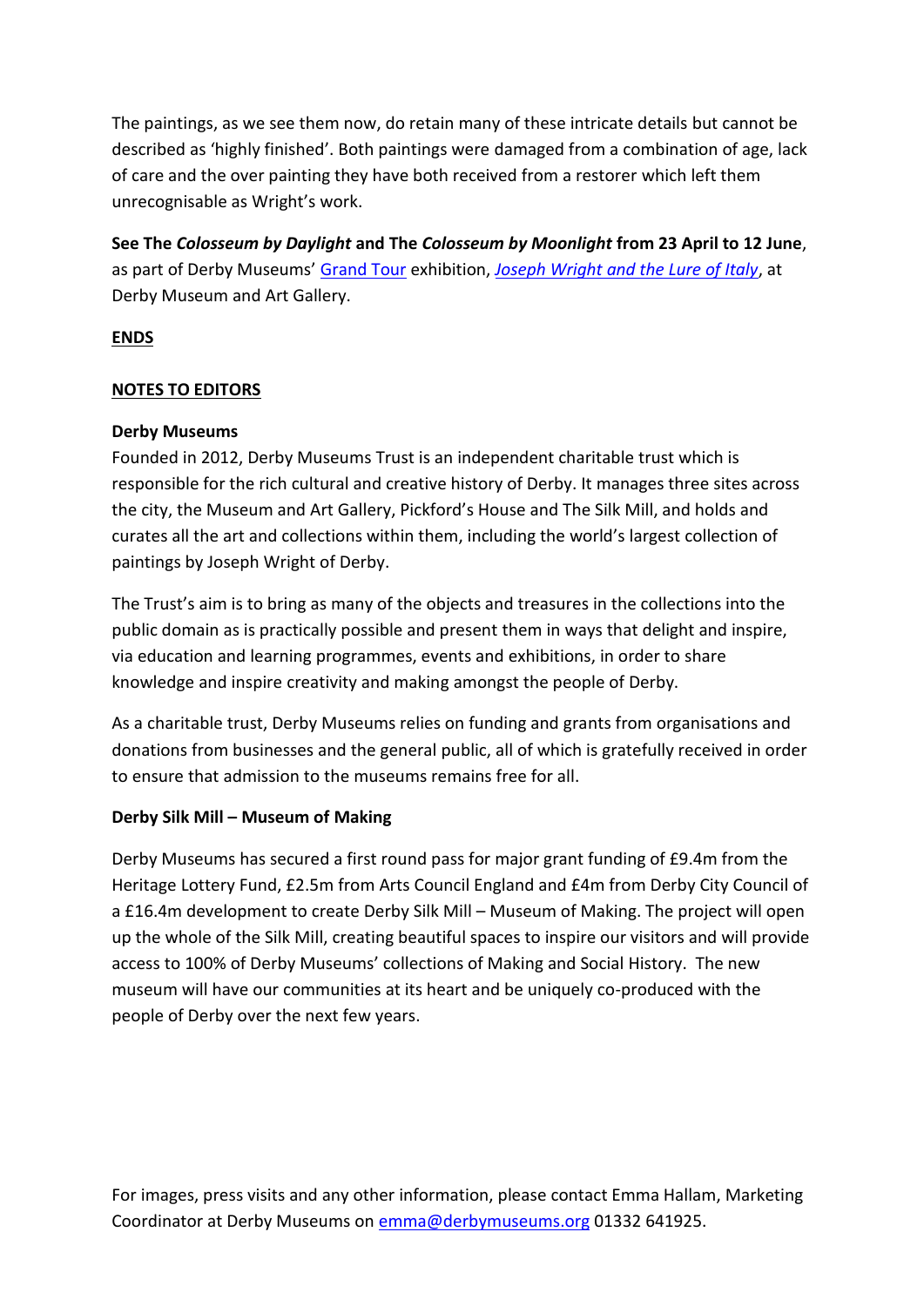The paintings, as we see them now, do retain many of these intricate details but cannot be described as 'highly finished'. Both paintings were damaged from a combination of age, lack of care and the over painting they have both received from a restorer which left them unrecognisable as Wright's work.

**See The *Colosseum by Daylight* and The *Colosseum by Moonlight* from 23 April to 12 June**, as part of Derby Museums' Grand Tour exhibition, *Joseph Wright and the Lure of Italy*, at Derby Museum and Art Gallery.

**ENDS**

**NOTES TO EDITORS**

**Derby Museums**

Founded in 2012, Derby Museums Trust is an independent charitable trust which is responsible for the rich cultural and creative history of Derby. It manages three sites across the city, the Museum and Art Gallery, Pickford's House and The Silk Mill, and holds and curates all the art and collections within them, including the world's largest collection of paintings by Joseph Wright of Derby.

The Trust's aim is to bring as many of the objects and treasures in the collections into the public domain as is practically possible and present them in ways that delight and inspire, via education and learning programmes, events and exhibitions, in order to share knowledge and inspire creativity and making amongst the people of Derby.

As a charitable trust, Derby Museums relies on funding and grants from organisations and donations from businesses and the general public, all of which is gratefully received in order to ensure that admission to the museums remains free for all.

**Derby Silk Mill – Museum of Making**

Derby Museums has secured a first round pass for major grant funding of £9.4m from the Heritage Lottery Fund, £2.5m from Arts Council England and £4m from Derby City Council of a £16.4m development to create Derby Silk Mill – Museum of Making. The project will open up the whole of the Silk Mill, creating beautiful spaces to inspire our visitors and will provide access to 100% of Derby Museums' collections of Making and Social History. The new museum will have our communities at its heart and be uniquely co-produced with the people of Derby over the next few years.

For images, press visits and any other information, please contact Emma Hallam, Marketing Coordinator at Derby Museums on emma@derbymuseums.org 01332 641925.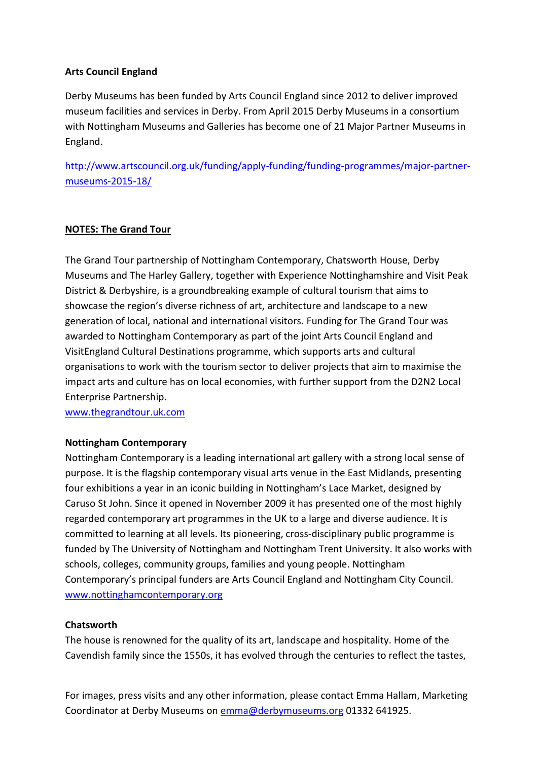**Arts Council England**

Derby Museums has been funded by Arts Council England since 2012 to deliver improved museum facilities and services in Derby. From April 2015 Derby Museums in a consortium with Nottingham Museums and Galleries has become one of 21 Major Partner Museums in England.

http://www.artscouncil.org.uk/funding/apply-funding/funding-programmes/major-partner-museums-2015-18/

**NOTES: The Grand Tour**

The Grand Tour partnership of Nottingham Contemporary, Chatsworth House, Derby Museums and The Harley Gallery, together with Experience Nottinghamshire and Visit Peak District & Derbyshire, is a groundbreaking example of cultural tourism that aims to showcase the region's diverse richness of art, architecture and landscape to a new generation of local, national and international visitors. Funding for The Grand Tour was awarded to Nottingham Contemporary as part of the joint Arts Council England and VisitEngland Cultural Destinations programme, which supports arts and cultural organisations to work with the tourism sector to deliver projects that aim to maximise the impact arts and culture has on local economies, with further support from the D2N2 Local Enterprise Partnership.
www.thegrandtour.uk.com

**Nottingham Contemporary**
Nottingham Contemporary is a leading international art gallery with a strong local sense of purpose. It is the flagship contemporary visual arts venue in the East Midlands, presenting four exhibitions a year in an iconic building in Nottingham's Lace Market, designed by Caruso St John. Since it opened in November 2009 it has presented one of the most highly regarded contemporary art programmes in the UK to a large and diverse audience. It is committed to learning at all levels. Its pioneering, cross-disciplinary public programme is funded by The University of Nottingham and Nottingham Trent University. It also works with schools, colleges, community groups, families and young people. Nottingham Contemporary's principal funders are Arts Council England and Nottingham City Council.
www.nottinghamcontemporary.org

**Chatsworth**
The house is renowned for the quality of its art, landscape and hospitality. Home of the Cavendish family since the 1550s, it has evolved through the centuries to reflect the tastes,

For images, press visits and any other information, please contact Emma Hallam, Marketing Coordinator at Derby Museums on emma@derbymuseums.org 01332 641925.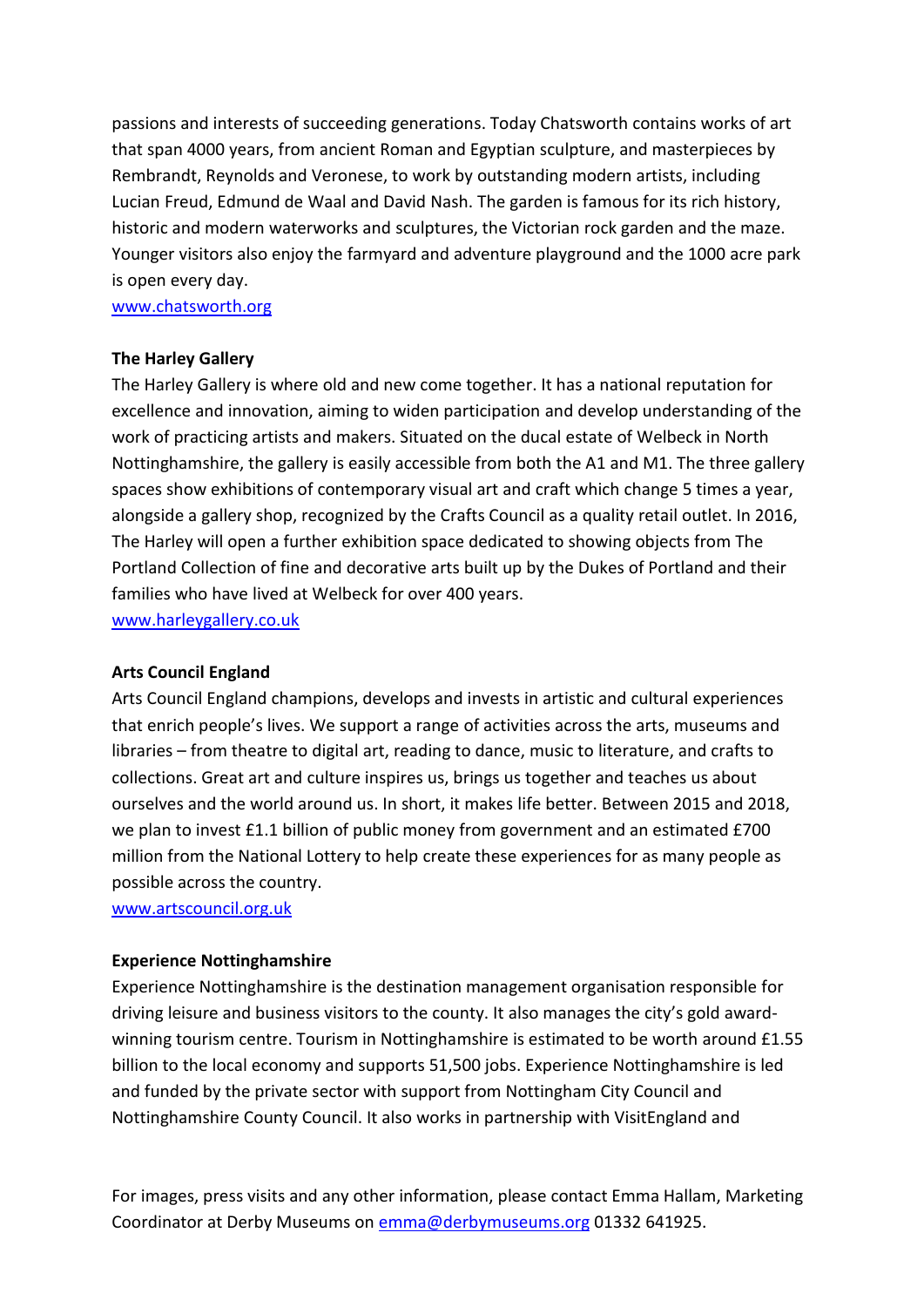passions and interests of succeeding generations. Today Chatsworth contains works of art that span 4000 years, from ancient Roman and Egyptian sculpture, and masterpieces by Rembrandt, Reynolds and Veronese, to work by outstanding modern artists, including Lucian Freud, Edmund de Waal and David Nash. The garden is famous for its rich history, historic and modern waterworks and sculptures, the Victorian rock garden and the maze. Younger visitors also enjoy the farmyard and adventure playground and the 1000 acre park is open every day.
[www.chatsworth.org](http://www.chatsworth.org)

**The Harley Gallery**
The Harley Gallery is where old and new come together. It has a national reputation for excellence and innovation, aiming to widen participation and develop understanding of the work of practicing artists and makers. Situated on the ducal estate of Welbeck in North Nottinghamshire, the gallery is easily accessible from both the A1 and M1. The three gallery spaces show exhibitions of contemporary visual art and craft which change 5 times a year, alongside a gallery shop, recognized by the Crafts Council as a quality retail outlet. In 2016, The Harley will open a further exhibition space dedicated to showing objects from The Portland Collection of fine and decorative arts built up by the Dukes of Portland and their families who have lived at Welbeck for over 400 years.
[www.harleygallery.co.uk](http://www.harleygallery.co.uk)

**Arts Council England**
Arts Council England champions, develops and invests in artistic and cultural experiences that enrich people's lives. We support a range of activities across the arts, museums and libraries – from theatre to digital art, reading to dance, music to literature, and crafts to collections. Great art and culture inspires us, brings us together and teaches us about ourselves and the world around us. In short, it makes life better. Between 2015 and 2018, we plan to invest £1.1 billion of public money from government and an estimated £700 million from the National Lottery to help create these experiences for as many people as possible across the country.
[www.artscouncil.org.uk](http://www.artscouncil.org.uk)

**Experience Nottinghamshire**
Experience Nottinghamshire is the destination management organisation responsible for driving leisure and business visitors to the county. It also manages the city's gold award-winning tourism centre. Tourism in Nottinghamshire is estimated to be worth around £1.55 billion to the local economy and supports 51,500 jobs. Experience Nottinghamshire is led and funded by the private sector with support from Nottingham City Council and Nottinghamshire County Council. It also works in partnership with VisitEngland and

For images, press visits and any other information, please contact Emma Hallam, Marketing Coordinator at Derby Museums on [emma@derbymuseums.org](mailto:emma@derbymuseums.org) 01332 641925.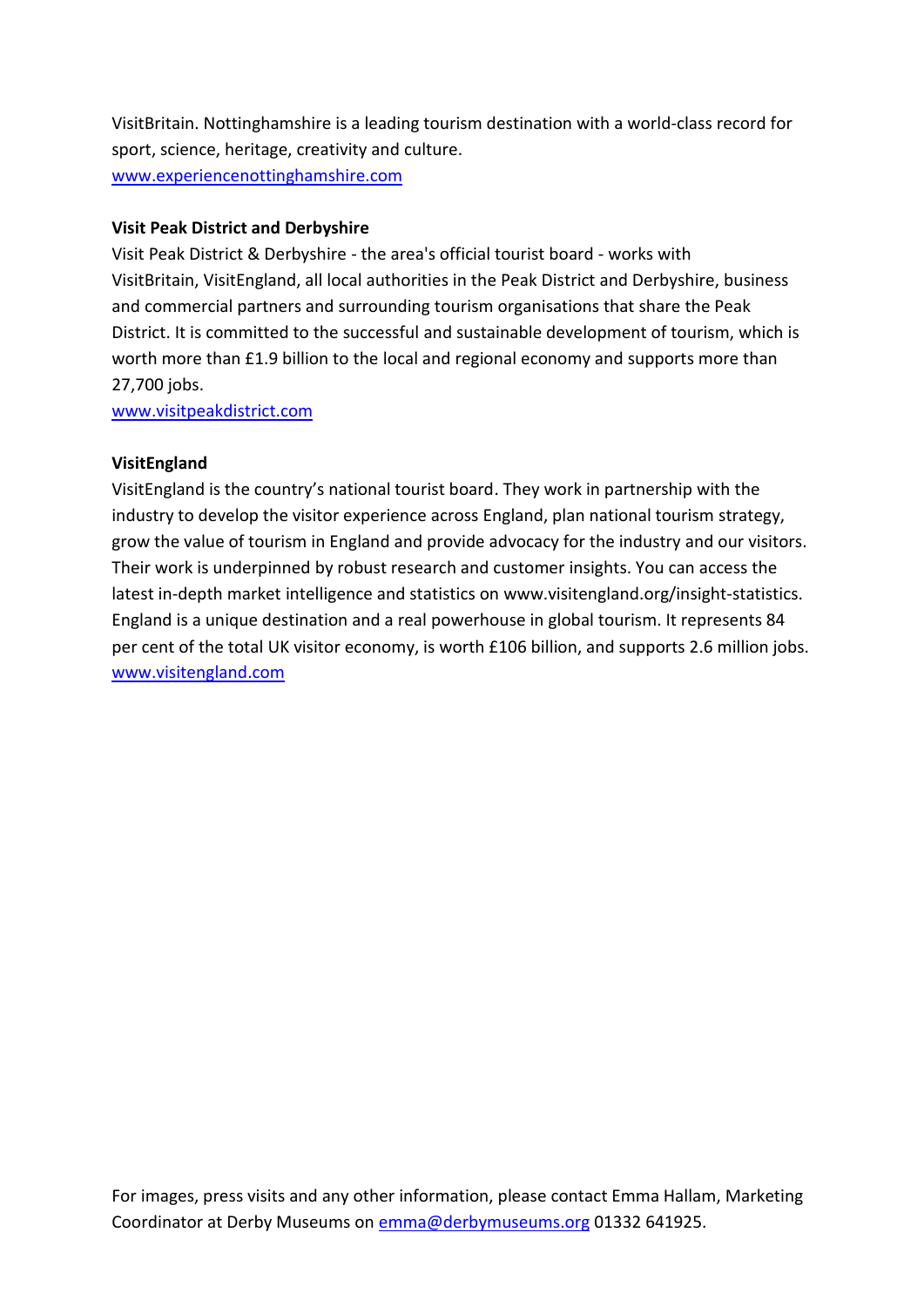VisitBritain. Nottinghamshire is a leading tourism destination with a world-class record for sport, science, heritage, creativity and culture.
www.experiencenottinghamshire.com

**Visit Peak District and Derbyshire**

Visit Peak District & Derbyshire - the area's official tourist board - works with VisitBritain, VisitEngland, all local authorities in the Peak District and Derbyshire, business and commercial partners and surrounding tourism organisations that share the Peak District. It is committed to the successful and sustainable development of tourism, which is worth more than £1.9 billion to the local and regional economy and supports more than 27,700 jobs.
www.visitpeakdistrict.com

**VisitEngland**

VisitEngland is the country's national tourist board. They work in partnership with the industry to develop the visitor experience across England, plan national tourism strategy, grow the value of tourism in England and provide advocacy for the industry and our visitors. Their work is underpinned by robust research and customer insights. You can access the latest in-depth market intelligence and statistics on www.visitengland.org/insight-statistics. England is a unique destination and a real powerhouse in global tourism. It represents 84 per cent of the total UK visitor economy, is worth £106 billion, and supports 2.6 million jobs.
www.visitengland.com

For images, press visits and any other information, please contact Emma Hallam, Marketing Coordinator at Derby Museums on emma@derbymuseums.org 01332 641925.